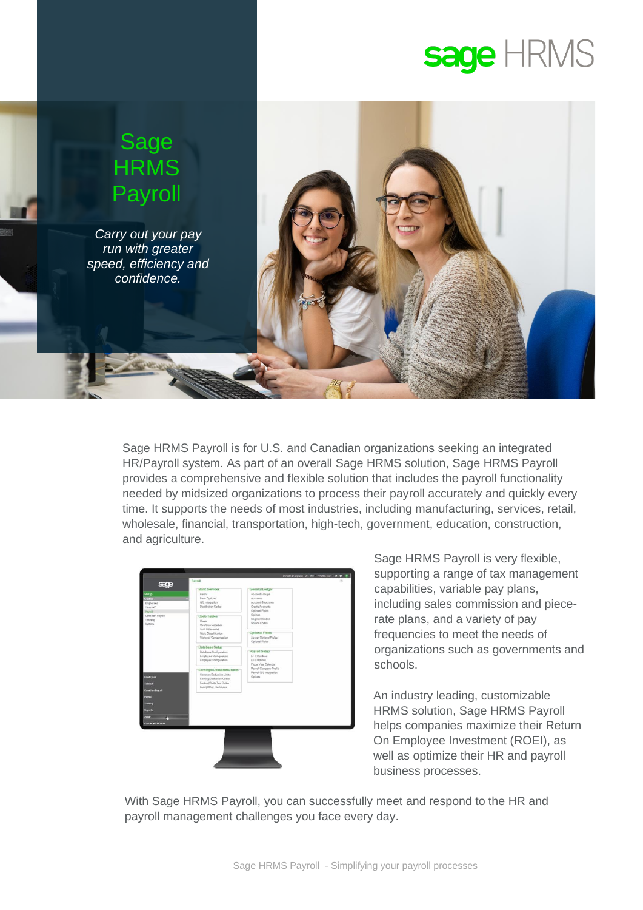sage HRMS

# Sage HRMS Payroll

*Carry out your pay run with greater speed, efficiency and confidence.*

Sage HRMS Payroll is for U.S. and Canadian organizations seeking an integrated HR/Payroll system. As part of an overall Sage HRMS solution, Sage HRMS Payroll provides a comprehensive and flexible solution that includes the payroll functionality needed by midsized organizations to process their payroll accurately and quickly every time. It supports the needs of most industries, including manufacturing, services, retail, wholesale, financial, transportation, high-tech, government, education, construction, and agriculture.

Sage HRMS Payroll is very flexible, supporting a range of tax management capabilities, variable pay plans, including sales commission and piece-rate plans, and a variety of pay frequencies to meet the needs of organizations such as governments and schools.

An industry leading, customizable HRMS solution, Sage HRMS Payroll helps companies maximize their Return On Employee Investment (ROEI), as well as optimize their HR and payroll business processes.

With Sage HRMS Payroll, you can successfully meet and respond to the HR and payroll management challenges you face every day.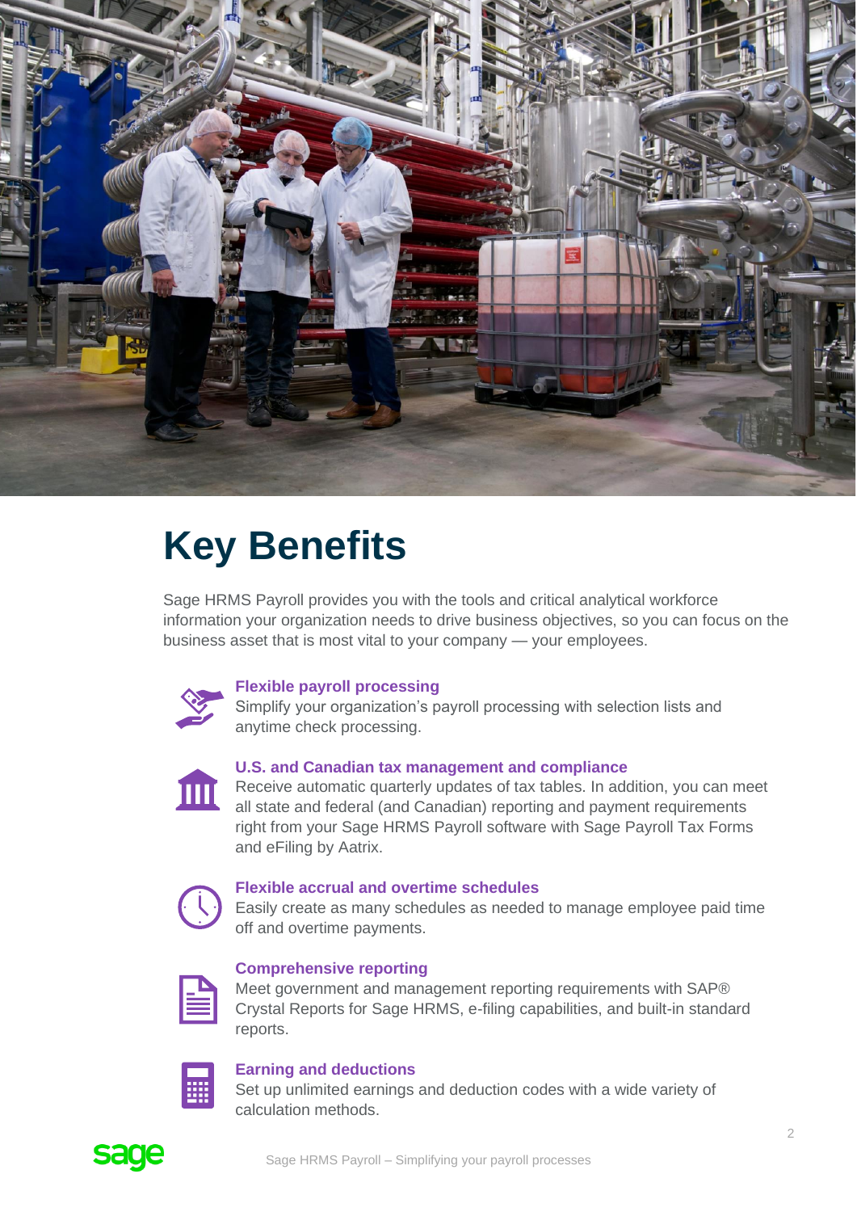# Key Benefits

Sage HRMS Payroll provides you with the tools and critical analytical workforce information your organization needs to drive business objectives, so you can focus on the business asset that is most vital to your company — your employees.

### Flexible payroll processing

Simplify your organization's payroll processing with selection lists and anytime check processing.

### U.S. and Canadian tax management and compliance

Receive automatic quarterly updates of tax tables. In addition, you can meet all state and federal (and Canadian) reporting and payment requirements right from your Sage HRMS Payroll software with Sage Payroll Tax Forms and eFiling by Aatrix.

### Flexible accrual and overtime schedules

Easily create as many schedules as needed to manage employee paid time off and overtime payments.

### Comprehensive reporting

Meet government and management reporting requirements with SAP® Crystal Reports for Sage HRMS, e-filing capabilities, and built-in standard reports.

### Earning and deductions

Set up unlimited earnings and deduction codes with a wide variety of calculation methods.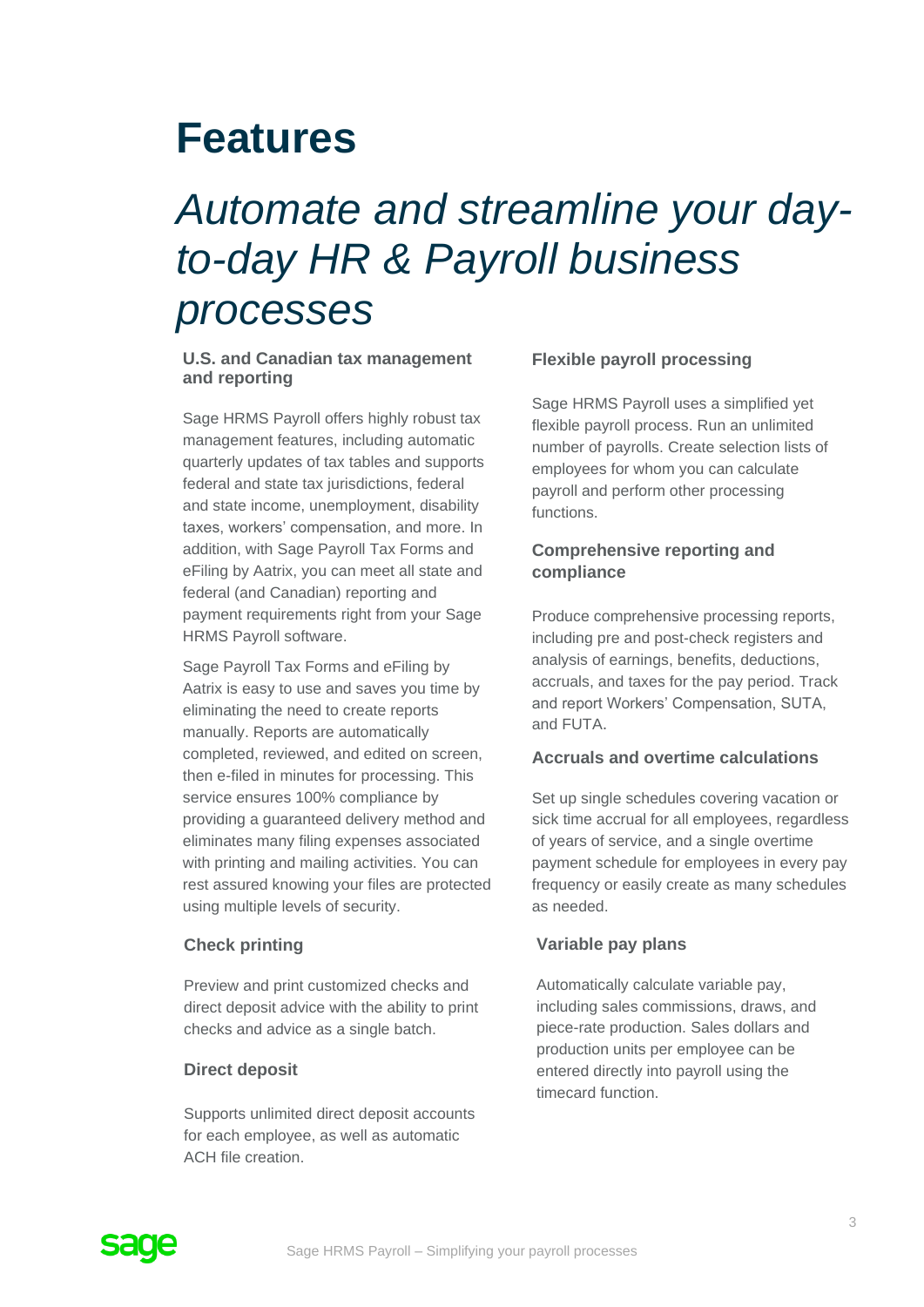# Features

## *Automate and streamline your day-to-day HR & Payroll business processes*

### U.S. and Canadian tax management and reporting

Sage HRMS Payroll offers highly robust tax management features, including automatic quarterly updates of tax tables and supports federal and state tax jurisdictions, federal and state income, unemployment, disability taxes, workers' compensation, and more. In addition, with Sage Payroll Tax Forms and eFiling by Aatrix, you can meet all state and federal (and Canadian) reporting and payment requirements right from your Sage HRMS Payroll software.

Sage Payroll Tax Forms and eFiling by Aatrix is easy to use and saves you time by eliminating the need to create reports manually. Reports are automatically completed, reviewed, and edited on screen, then e-filed in minutes for processing. This service ensures 100% compliance by providing a guaranteed delivery method and eliminates many filing expenses associated with printing and mailing activities. You can rest assured knowing your files are protected using multiple levels of security.

### Check printing

Preview and print customized checks and direct deposit advice with the ability to print checks and advice as a single batch.

### Direct deposit

Supports unlimited direct deposit accounts for each employee, as well as automatic ACH file creation.

### Flexible payroll processing

Sage HRMS Payroll uses a simplified yet flexible payroll process. Run an unlimited number of payrolls. Create selection lists of employees for whom you can calculate payroll and perform other processing functions.

### Comprehensive reporting and compliance

Produce comprehensive processing reports, including pre and post-check registers and analysis of earnings, benefits, deductions, accruals, and taxes for the pay period. Track and report Workers' Compensation, SUTA, and FUTA.

### Accruals and overtime calculations

Set up single schedules covering vacation or sick time accrual for all employees, regardless of years of service, and a single overtime payment schedule for employees in every pay frequency or easily create as many schedules as needed.

### Variable pay plans

Automatically calculate variable pay, including sales commissions, draws, and piece-rate production. Sales dollars and production units per employee can be entered directly into payroll using the timecard function.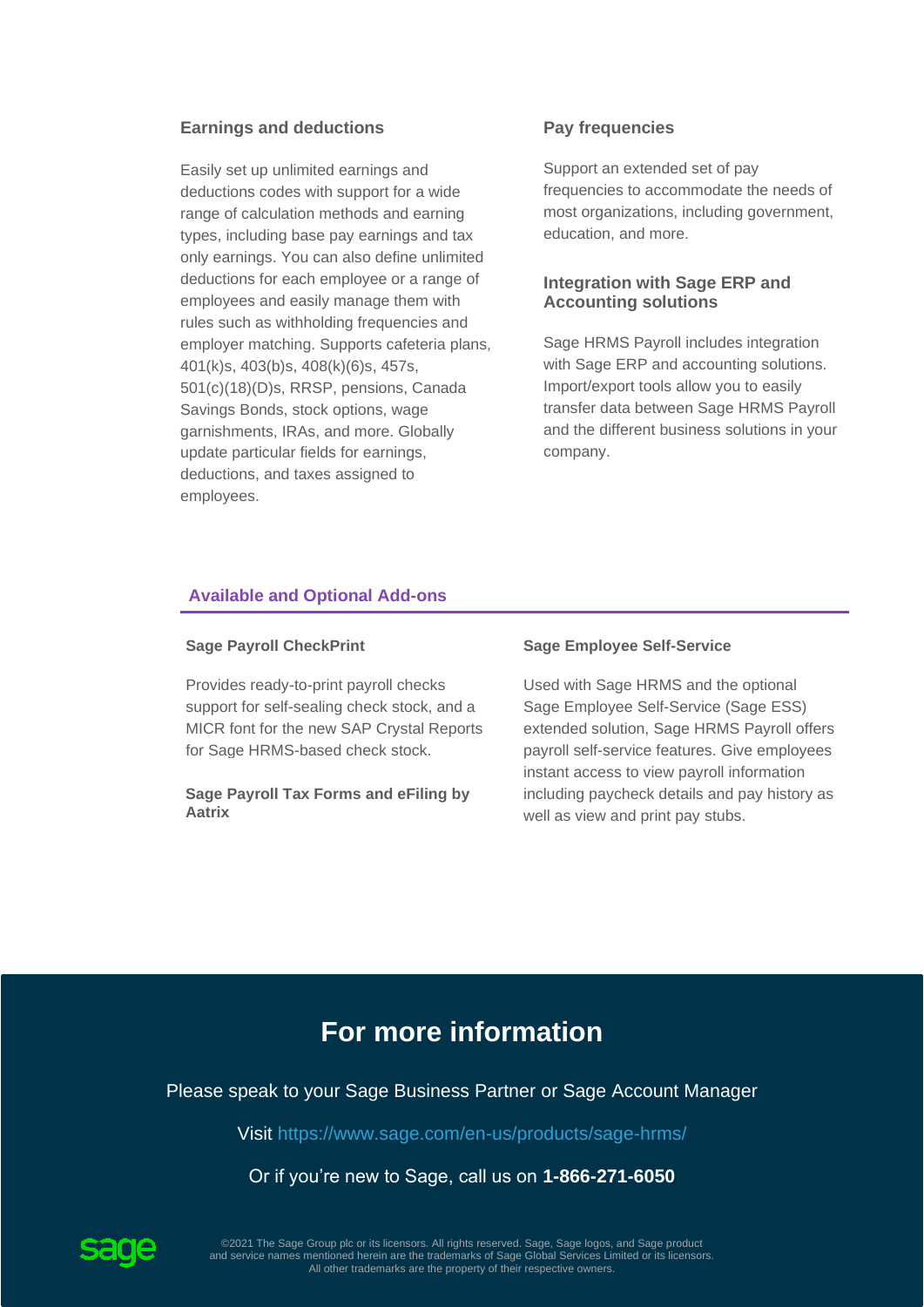### Earnings and deductions

Easily set up unlimited earnings and deductions codes with support for a wide range of calculation methods and earning types, including base pay earnings and tax only earnings. You can also define unlimited deductions for each employee or a range of employees and easily manage them with rules such as withholding frequencies and employer matching. Supports cafeteria plans, 401(k)s, 403(b)s, 408(k)(6)s, 457s, 501(c)(18)(D)s, RRSP, pensions, Canada Savings Bonds, stock options, wage garnishments, IRAs, and more. Globally update particular fields for earnings, deductions, and taxes assigned to employees.

### Pay frequencies

Support an extended set of pay frequencies to accommodate the needs of most organizations, including government, education, and more.

### Integration with Sage ERP and Accounting solutions

Sage HRMS Payroll includes integration with Sage ERP and accounting solutions. Import/export tools allow you to easily transfer data between Sage HRMS Payroll and the different business solutions in your company.

## Available and Optional Add-ons

#### Sage Payroll CheckPrint

Provides ready-to-print payroll checks support for self-sealing check stock, and a MICR font for the new SAP Crystal Reports for Sage HRMS-based check stock.

#### Sage Payroll Tax Forms and eFiling by Aatrix

#### Sage Employee Self-Service

Used with Sage HRMS and the optional Sage Employee Self-Service (Sage ESS) extended solution, Sage HRMS Payroll offers payroll self-service features. Give employees instant access to view payroll information including paycheck details and pay history as well as view and print pay stubs.

## For more information

Please speak to your Sage Business Partner or Sage Account Manager

Visit https://www.sage.com/en-us/products/sage-hrms/

Or if you're new to Sage, call us on **1-866-271-6050**

sage

©2021 The Sage Group plc or its licensors. All rights reserved. Sage, Sage logos, and Sage product and service names mentioned herein are the trademarks of Sage Global Services Limited or its licensors. All other trademarks are the property of their respective owners.